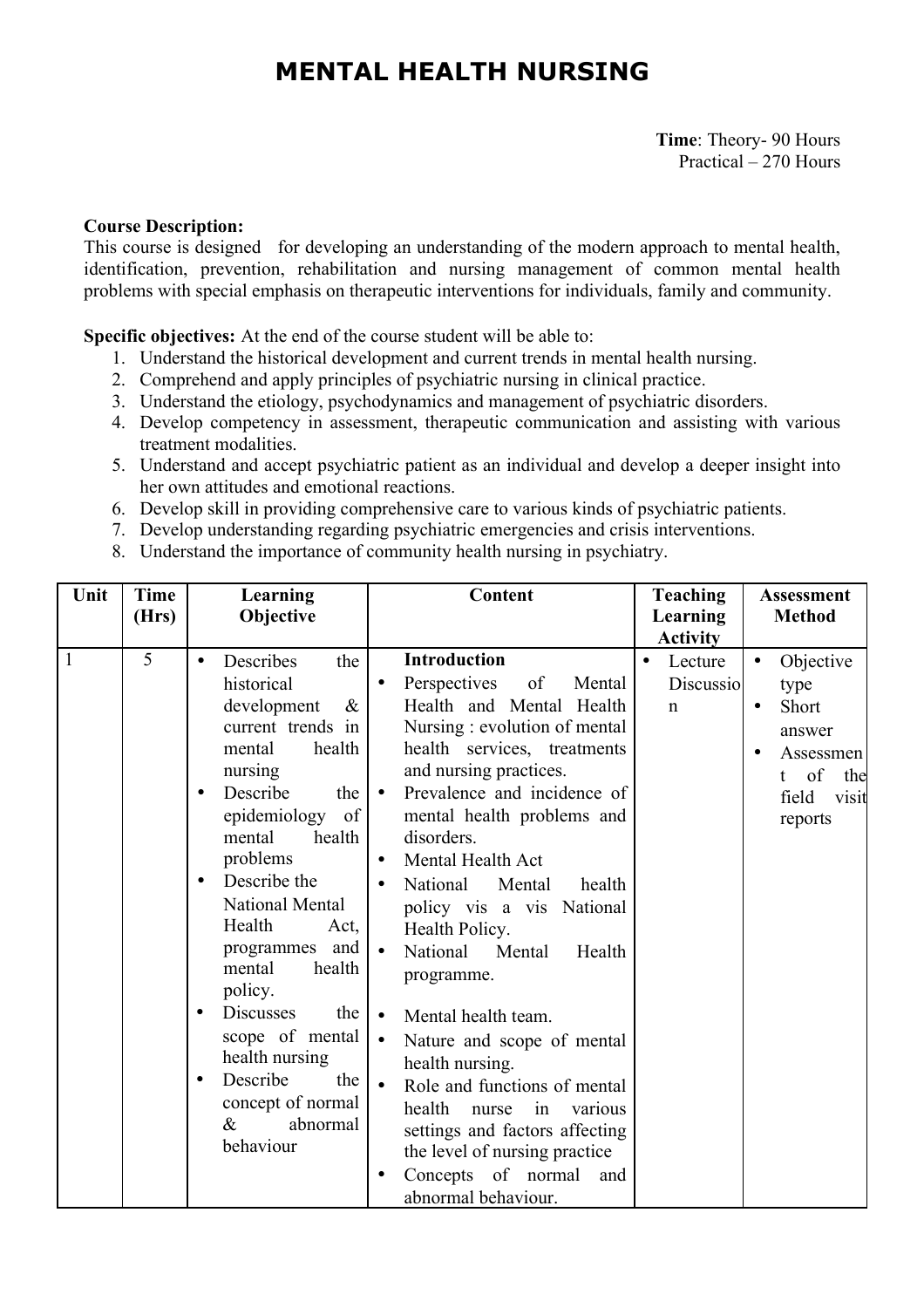# MENTAL HEALTH NURSING

**Time**: Theory- 90 Hours
Practical – 270 Hours

**Course Description:**
This course is designed for developing an understanding of the modern approach to mental health, identification, prevention, rehabilitation and nursing management of common mental health problems with special emphasis on therapeutic interventions for individuals, family and community.

**Specific objectives:** At the end of the course student will be able to:

1. Understand the historical development and current trends in mental health nursing.
2. Comprehend and apply principles of psychiatric nursing in clinical practice.
3. Understand the etiology, psychodynamics and management of psychiatric disorders.
4. Develop competency in assessment, therapeutic communication and assisting with various treatment modalities.
5. Understand and accept psychiatric patient as an individual and develop a deeper insight into her own attitudes and emotional reactions.
6. Develop skill in providing comprehensive care to various kinds of psychiatric patients.
7. Develop understanding regarding psychiatric emergencies and crisis interventions.
8. Understand the importance of community health nursing in psychiatry.

| Unit | Time (Hrs) | Learning Objective | Content | Teaching Learning Activity | Assessment Method |
|---|---|---|---|---|---|
| 1 | 5 | • Describes the historical development & current trends in mental health nursing<br>• Describe the epidemiology of mental health problems<br>• Describe the National Mental Health Act, programmes and mental health policy.<br>• Discusses the scope of mental health nursing<br>• Describe the concept of normal & abnormal behaviour | **Introduction**<br>• Perspectives of Mental Health and Mental Health Nursing : evolution of mental health services, treatments and nursing practices.<br>• Prevalence and incidence of mental health problems and disorders.<br>• Mental Health Act<br>• National Mental health policy vis a vis National Health Policy.<br>• National Mental Health programme.<br>• Mental health team.<br>• Nature and scope of mental health nursing.<br>• Role and functions of mental health nurse in various settings and factors affecting the level of nursing practice<br>• Concepts of normal and abnormal behaviour. | • Lecture Discussion | • Objective type<br>• Short answer<br>• Assessment of the field visit reports |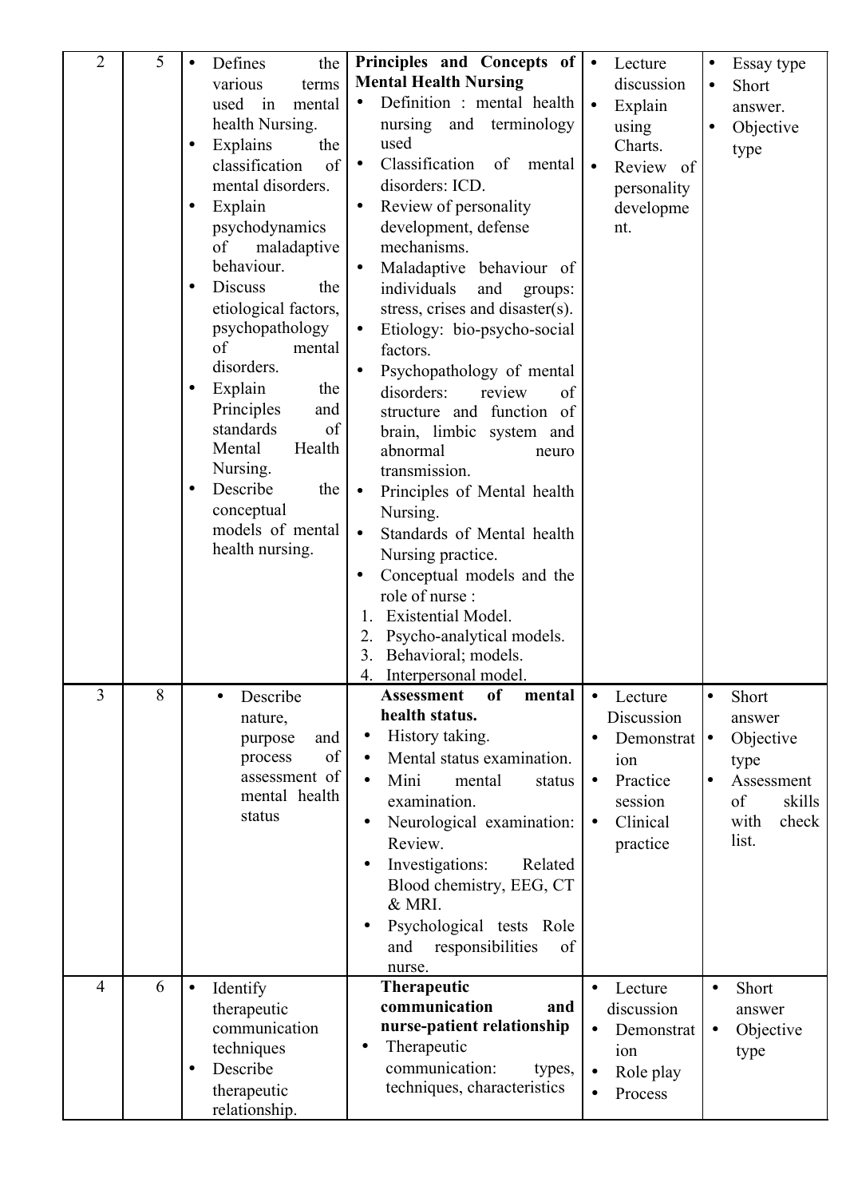| 2 | 5 | • Defines the various terms used in mental health Nursing.<br>• Explains the classification of mental disorders.<br>• Explain psychodynamics of maladaptive behaviour.<br>• Discuss the etiological factors, psychopathology of mental disorders.<br>• Explain the Principles and standards of Mental Health Nursing.<br>• Describe the conceptual models of mental health nursing. | **Principles and Concepts of Mental Health Nursing**<br>• Definition : mental health nursing and terminology used<br>• Classification of mental disorders: ICD.<br>• Review of personality development, defense mechanisms.<br>• Maladaptive behaviour of individuals and groups: stress, crises and disaster(s).<br>• Etiology: bio-psycho-social factors.<br>• Psychopathology of mental disorders: review of structure and function of brain, limbic system and abnormal neuro transmission.<br>• Principles of Mental health Nursing.<br>• Standards of Mental health Nursing practice.<br>• Conceptual models and the role of nurse :<br>1. Existential Model.<br>2. Psycho-analytical models.<br>3. Behavioral; models.<br>4. Interpersonal model. | • Lecture discussion<br>• Explain using Charts.<br>• Review of personality development. | • Essay type<br>• Short answer.<br>• Objective type |
|---|---|---|---|---|---|
| 3 | 8 | • Describe nature, purpose and process of assessment of mental health status | **Assessment of mental health status.**<br>• History taking.<br>• Mental status examination.<br>• Mini mental status examination.<br>• Neurological examination: Review.<br>• Investigations: Related Blood chemistry, EEG, CT & MRI.<br>• Psychological tests Role and responsibilities of nurse. | • Lecture Discussion<br>• Demonstration<br>• Practice session<br>• Clinical practice | • Short answer<br>• Objective type<br>• Assessment of skills with check list. |
| 4 | 6 | • Identify therapeutic communication techniques<br>• Describe therapeutic relationship. | **Therapeutic communication and nurse-patient relationship**<br>• Therapeutic communication: types, techniques, characteristics | • Lecture discussion<br>• Demonstration<br>• Role play<br>• Process | • Short answer<br>• Objective type |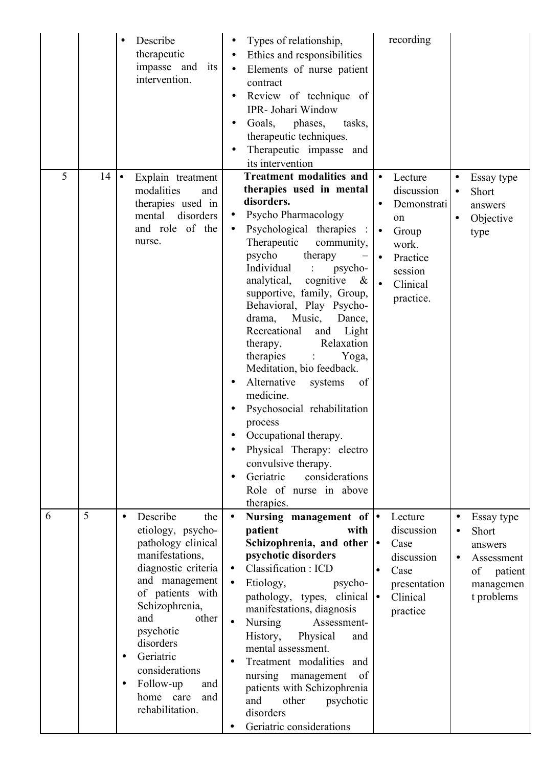| | | | | | |
|---|---|---|---|---|---|
| | | • Describe therapeutic impasse and its intervention. | • Types of relationship,<br>• Ethics and responsibilities<br>• Elements of nurse patient contract<br>• Review of technique of IPR- Johari Window<br>• Goals, phases, tasks, therapeutic techniques.<br>• Therapeutic impasse and its intervention | recording | |
| 5 | 14 | • Explain treatment modalities and therapies used in mental disorders and role of the nurse. | **Treatment modalities and therapies used in mental disorders.**<br>• Psycho Pharmacology<br>• Psychological therapies : Therapeutic community, psycho therapy – Individual : psycho-analytical, cognitive & supportive, family, Group, Behavioral, Play Psycho-drama, Music, Dance, Recreational and Light therapy, Relaxation therapies : Yoga, Meditation, bio feedback.<br>• Alternative systems of medicine.<br>• Psychosocial rehabilitation process<br>• Occupational therapy.<br>• Physical Therapy: electro convulsive therapy.<br>• Geriatric considerations Role of nurse in above therapies. | • Lecture discussion<br>• Demonstration<br>• Group work.<br>• Practice session<br>• Clinical practice. | • Essay type<br>• Short answers<br>• Objective type |
| 6 | 5 | • Describe the etiology, psycho-pathology clinical manifestations, diagnostic criteria and management of patients with Schizophrenia, and other psychotic disorders<br>• Geriatric considerations<br>• Follow-up and home care and rehabilitation. | • **Nursing management of patient with Schizophrenia, and other psychotic disorders**<br>• Classification : ICD<br>• Etiology, psycho-pathology, types, clinical manifestations, diagnosis<br>• Nursing Assessment- History, Physical and mental assessment.<br>• Treatment modalities and nursing management of patients with Schizophrenia and other psychotic disorders<br>• Geriatric considerations | • Lecture discussion<br>• Case discussion<br>• Case presentation<br>• Clinical practice | • Essay type<br>• Short answers<br>• Assessment of patient management problems |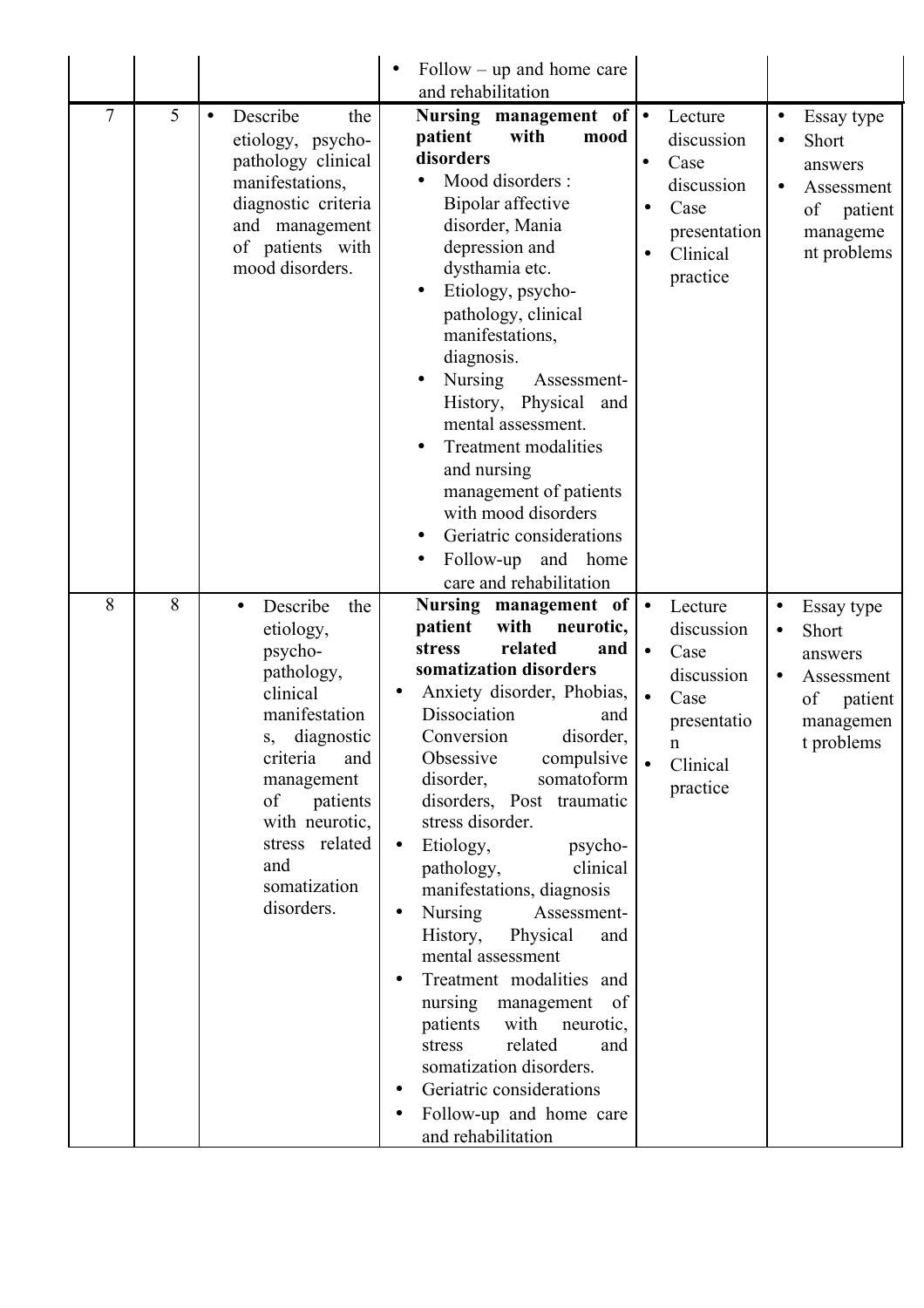| | | | | | |
|---|---|---|---|---|---|
| | | | • Follow – up and home care and rehabilitation | | |
| 7 | 5 | • Describe the etiology, psycho-pathology clinical manifestations, diagnostic criteria and management of patients with mood disorders. | **Nursing management of patient with mood disorders**<br>• Mood disorders : Bipolar affective disorder, Mania depression and dysthamia etc.<br>• Etiology, psycho-pathology, clinical manifestations, diagnosis.<br>• Nursing Assessment- History, Physical and mental assessment.<br>• Treatment modalities and nursing management of patients with mood disorders<br>• Geriatric considerations<br>• Follow-up and home care and rehabilitation | • Lecture discussion<br>• Case discussion<br>• Case presentation<br>• Clinical practice | • Essay type<br>• Short answers<br>• Assessment of patient management problems |
| 8 | 8 | • Describe the etiology, psycho-pathology, clinical manifestations, diagnostic criteria and management of patients with neurotic, stress related and somatization disorders. | **Nursing management of patient with neurotic, stress related and somatization disorders**<br>• Anxiety disorder, Phobias, Dissociation and Conversion disorder, Obsessive compulsive disorder, somatoform disorders, Post traumatic stress disorder.<br>• Etiology, psycho-pathology, clinical manifestations, diagnosis<br>• Nursing Assessment-History, Physical and mental assessment<br>• Treatment modalities and nursing management of patients with neurotic, stress related and somatization disorders.<br>• Geriatric considerations<br>• Follow-up and home care and rehabilitation | • Lecture discussion<br>• Case discussion<br>• Case presentation<br>• Clinical practice | • Essay type<br>• Short answers<br>• Assessment of patient management problems |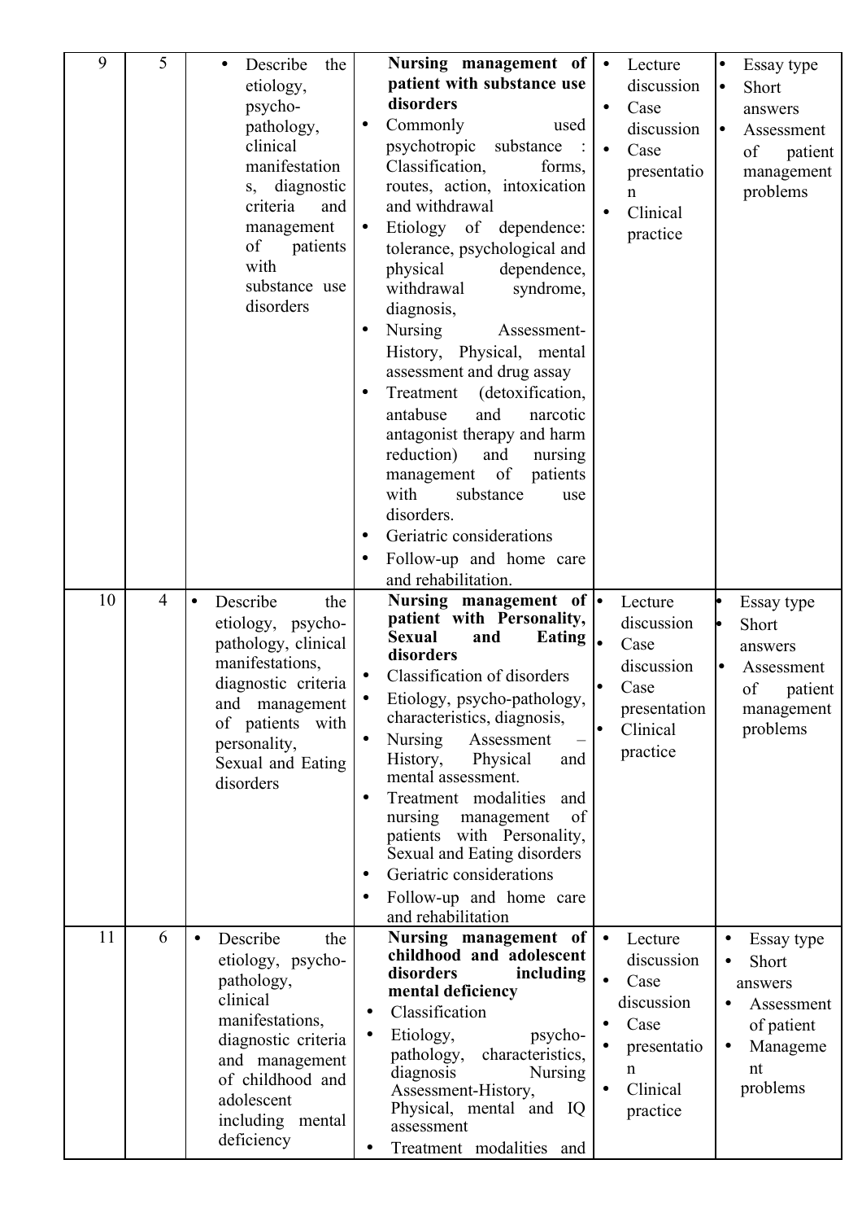| | | | | | |
|---|---|---|---|---|---|
| 9 | 5 | • Describe the etiology, psycho-pathology, clinical manifestations, diagnostic criteria and management of patients with substance use disorders | **Nursing management of patient with substance use disorders**<br>• Commonly used psychotropic substance : Classification, forms, routes, action, intoxication and withdrawal<br>• Etiology of dependence: tolerance, psychological and physical dependence, withdrawal syndrome, diagnosis,<br>• Nursing Assessment-History, Physical, mental assessment and drug assay<br>• Treatment (detoxification, antabuse and narcotic antagonist therapy and harm reduction) and nursing management of patients with substance use disorders.<br>• Geriatric considerations<br>• Follow-up and home care and rehabilitation. | • Lecture discussion<br>• Case discussion<br>• Case presentation<br>• Clinical practice | • Essay type<br>• Short answers<br>• Assessment of patient management problems |
| 10 | 4 | • Describe the etiology, psycho-pathology, clinical manifestations, diagnostic criteria and management of patients with personality, Sexual and Eating disorders | **Nursing management of patient with Personality, Sexual and Eating disorders**<br>• Classification of disorders<br>• Etiology, psycho-pathology, characteristics, diagnosis,<br>• Nursing Assessment – History, Physical and mental assessment.<br>• Treatment modalities and nursing management of patients with Personality, Sexual and Eating disorders<br>• Geriatric considerations<br>• Follow-up and home care and rehabilitation | • Lecture discussion<br>• Case discussion<br>• Case presentation<br>• Clinical practice | • Essay type<br>• Short answers<br>• Assessment of patient management problems |
| 11 | 6 | • Describe the etiology, psycho-pathology, clinical manifestations, diagnostic criteria and management of childhood and adolescent including mental deficiency | **Nursing management of childhood and adolescent disorders including mental deficiency**<br>• Classification<br>• Etiology, psycho-pathology, characteristics, diagnosis Nursing Assessment-History, Physical, mental and IQ assessment<br>• Treatment modalities and | • Lecture discussion<br>• Case discussion<br>• Case presentation<br>• Clinical practice | • Essay type<br>• Short answers<br>• Assessment of patient<br>• Management problems |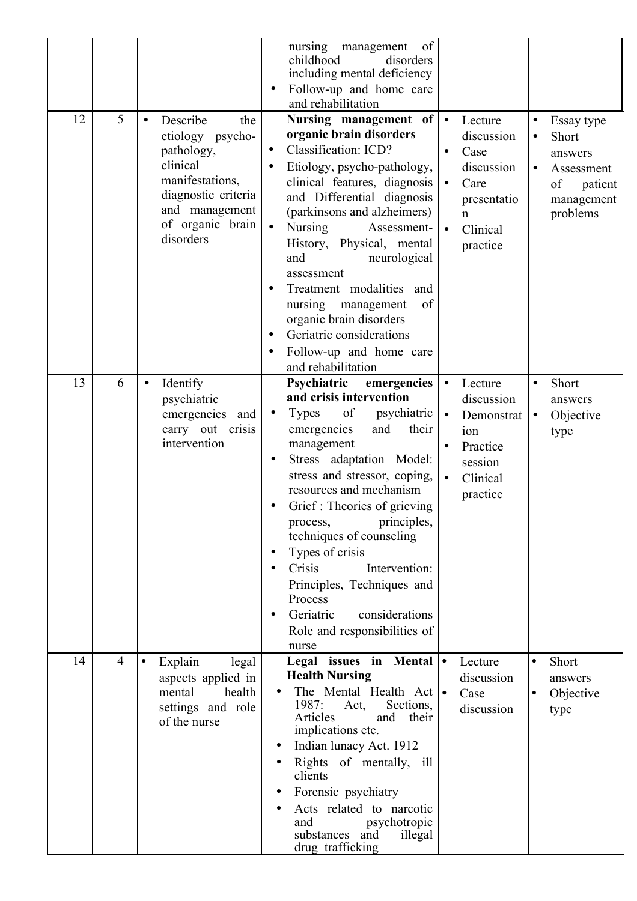| | | | | | |
|---|---|---|---|---|---|
| | | | nursing management of childhood disorders including mental deficiency<br>• Follow-up and home care and rehabilitation | | |
| 12 | 5 | • Describe the etiology psycho-pathology, clinical manifestations, diagnostic criteria and management of organic brain disorders | **Nursing management of organic brain disorders**<br>• Classification: ICD?<br>• Etiology, psycho-pathology, clinical features, diagnosis and Differential diagnosis (parkinsons and alzheimers)<br>• Nursing Assessment-History, Physical, mental and neurological assessment<br>• Treatment modalities and nursing management of organic brain disorders<br>• Geriatric considerations<br>• Follow-up and home care and rehabilitation | • Lecture discussion<br>• Case discussion<br>• Care presentation<br>• Clinical practice | • Essay type<br>• Short answers<br>• Assessment of patient management problems |
| 13 | 6 | • Identify psychiatric emergencies and carry out crisis intervention | **Psychiatric emergencies and crisis intervention**<br>• Types of psychiatric emergencies and their management<br>• Stress adaptation Model: stress and stressor, coping, resources and mechanism<br>• Grief : Theories of grieving process, principles, techniques of counseling<br>• Types of crisis<br>• Crisis Intervention: Principles, Techniques and Process<br>• Geriatric considerations Role and responsibilities of nurse | • Lecture discussion<br>• Demonstration<br>• Practice session<br>• Clinical practice | • Short answers<br>• Objective type |
| 14 | 4 | • Explain legal aspects applied in mental health settings and role of the nurse | **Legal issues in Mental Health Nursing**<br>• The Mental Health Act 1987: Act, Sections, Articles and their implications etc.<br>• Indian lunacy Act. 1912<br>• Rights of mentally, ill clients<br>• Forensic psychiatry<br>• Acts related to narcotic and psychotropic substances and illegal drug trafficking | • Lecture discussion<br>• Case discussion | • Short answers<br>• Objective type |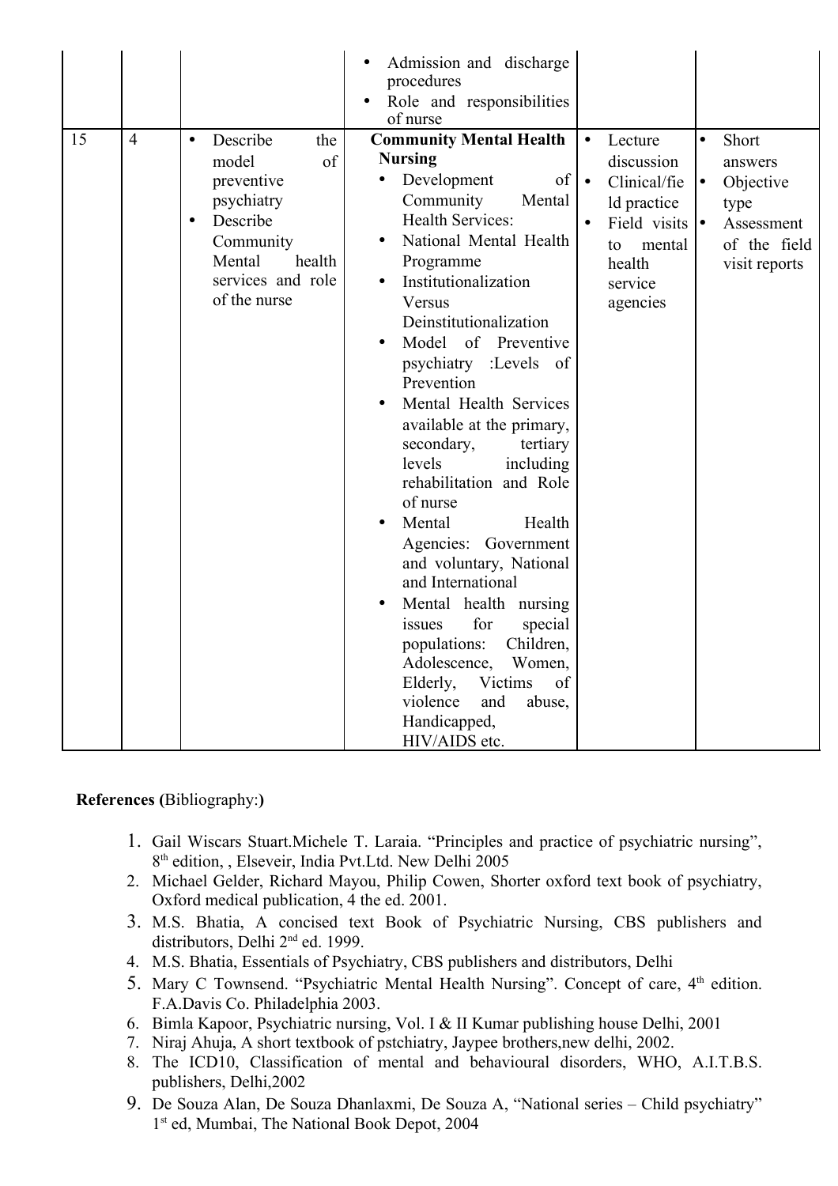| | | | | | |
|---|---|---|---|---|---|
| | | | • Admission and discharge procedures<br>• Role and responsibilities of nurse | | |
| 15 | 4 | • Describe the model of preventive psychiatry<br>• Describe Community Mental health services and role of the nurse | **Community Mental Health Nursing**<br>• Development of Community Mental Health Services:<br>• National Mental Health Programme<br>• Institutionalization Versus Deinstitutionalization<br>• Model of Preventive psychiatry :Levels of Prevention<br>• Mental Health Services available at the primary, secondary, tertiary levels including rehabilitation and Role of nurse<br>• Mental Health Agencies: Government and voluntary, National and International<br>• Mental health nursing issues for special populations: Children, Adolescence, Women, Elderly, Victims of violence and abuse, Handicapped, HIV/AIDS etc. | • Lecture discussion<br>• Clinical/field practice<br>• Field visits to mental health service agencies | • Short answers<br>• Objective type<br>• Assessment of the field visit reports |

**References (**Bibliography:**)**

1. Gail Wiscars Stuart.Michele T. Laraia. "Principles and practice of psychiatric nursing", 8th edition, , Elseveir, India Pvt.Ltd. New Delhi 2005
2. Michael Gelder, Richard Mayou, Philip Cowen, Shorter oxford text book of psychiatry, Oxford medical publication, 4 the ed. 2001.
3. M.S. Bhatia, A concised text Book of Psychiatric Nursing, CBS publishers and distributors, Delhi 2nd ed. 1999.
4. M.S. Bhatia, Essentials of Psychiatry, CBS publishers and distributors, Delhi
5. Mary C Townsend. "Psychiatric Mental Health Nursing". Concept of care, 4th edition. F.A.Davis Co. Philadelphia 2003.
6. Bimla Kapoor, Psychiatric nursing, Vol. I & II Kumar publishing house Delhi, 2001
7. Niraj Ahuja, A short textbook of pstchiatry, Jaypee brothers,new delhi, 2002.
8. The ICD10, Classification of mental and behavioural disorders, WHO, A.I.T.B.S. publishers, Delhi,2002
9. De Souza Alan, De Souza Dhanlaxmi, De Souza A, "National series – Child psychiatry" 1st ed, Mumbai, The National Book Depot, 2004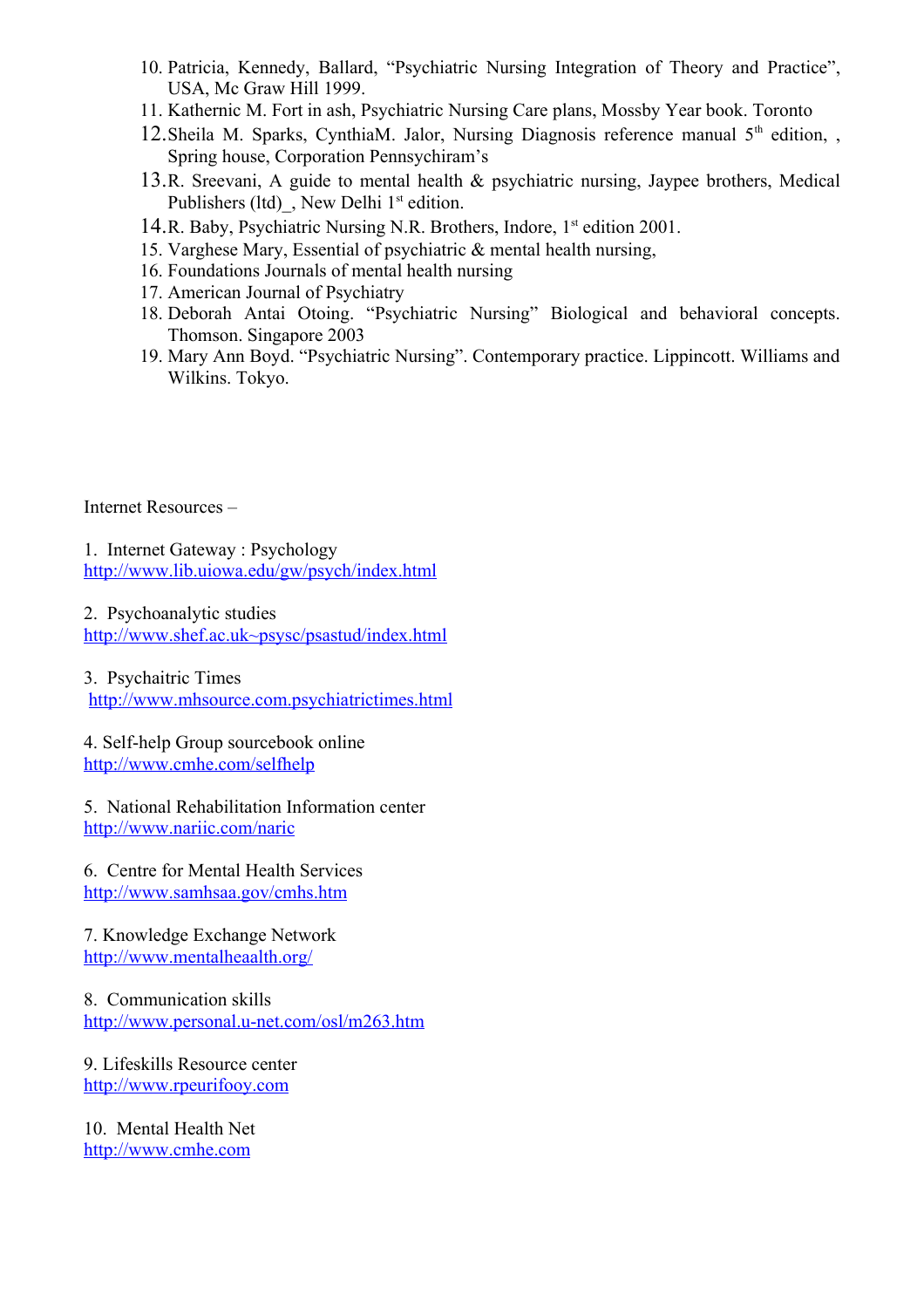10. Patricia, Kennedy, Ballard, "Psychiatric Nursing Integration of Theory and Practice", USA, Mc Graw Hill 1999.
11. Kathernic M. Fort in ash, Psychiatric Nursing Care plans, Mossby Year book. Toronto
12. Sheila M. Sparks, CynthiaM. Jalor, Nursing Diagnosis reference manual 5th edition, , Spring house, Corporation Pennsychiram's
13. R. Sreevani, A guide to mental health & psychiatric nursing, Jaypee brothers, Medical Publishers (ltd)_, New Delhi 1st edition.
14. R. Baby, Psychiatric Nursing N.R. Brothers, Indore, 1st edition 2001.
15. Varghese Mary, Essential of psychiatric & mental health nursing,
16. Foundations Journals of mental health nursing
17. American Journal of Psychiatry
18. Deborah Antai Otoing. "Psychiatric Nursing" Biological and behavioral concepts. Thomson. Singapore 2003
19. Mary Ann Boyd. "Psychiatric Nursing". Contemporary practice. Lippincott. Williams and Wilkins. Tokyo.

Internet Resources –

1. Internet Gateway : Psychology
http://www.lib.uiowa.edu/gw/psych/index.html

2. Psychoanalytic studies
http://www.shef.ac.uk~psysc/psastud/index.html

3. Psychaitric Times
http://www.mhsource.com.psychiatrictimes.html

4. Self-help Group sourcebook online
http://www.cmhe.com/selfhelp

5. National Rehabilitation Information center
http://www.nariic.com/naric

6. Centre for Mental Health Services
http://www.samhsaa.gov/cmhs.htm

7. Knowledge Exchange Network
http://www.mentalheaalth.org/

8. Communication skills
http://www.personal.u-net.com/osl/m263.htm

9. Lifeskills Resource center
http://www.rpeurifooy.com

10. Mental Health Net
http://www.cmhe.com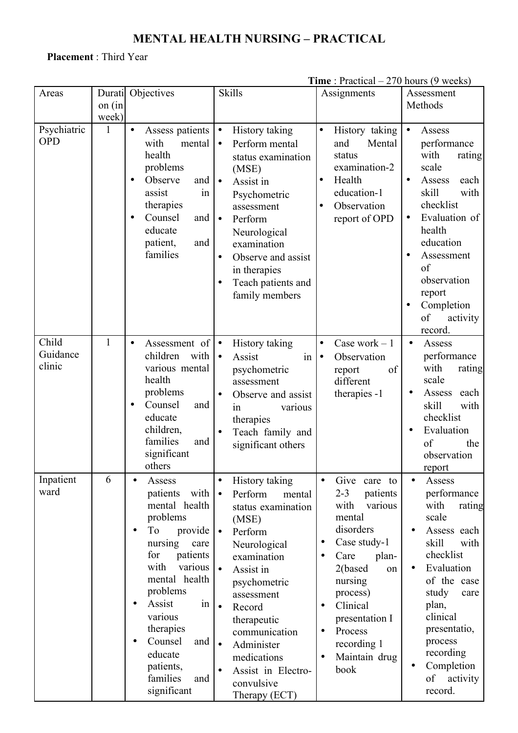# MENTAL HEALTH NURSING – PRACTICAL

**Placement** : Third Year

**Time** : Practical – 270 hours (9 weeks)

| Areas | Duration (in week) | Objectives | Skills | Assignments | Assessment Methods |
|---|---|---|---|---|---|
| Psychiatric OPD | 1 | • Assess patients with mental health problems<br>• Observe and assist in therapies<br>• Counsel and educate patient, and families | • History taking<br>• Perform mental status examination (MSE)<br>• Assist in Psychometric assessment<br>• Perform Neurological examination<br>• Observe and assist in therapies<br>• Teach patients and family members | • History taking and Mental status examination-2<br>• Health education-1<br>• Observation report of OPD | • Assess performance with rating scale<br>• Assess each skill with checklist<br>• Evaluation of health education<br>• Assessment of observation report<br>• Completion of activity record. |
| Child Guidance clinic | 1 | • Assessment of children with various mental health problems<br>• Counsel and educate children, families and significant others | • History taking<br>• Assist in psychometric assessment<br>• Observe and assist in various therapies<br>• Teach family and significant others | • Case work – 1<br>• Observation report of different therapies -1 | • Assess performance with rating scale<br>• Assess each skill with checklist<br>• Evaluation of the observation report |
| Inpatient ward | 6 | • Assess patients with mental health problems<br>• To provide nursing care for patients with various mental health problems<br>• Assist in various therapies<br>• Counsel and educate patients, families and significant | • History taking<br>• Perform mental status examination (MSE)<br>• Perform Neurological examination<br>• Assist in psychometric assessment<br>• Record therapeutic communication<br>• Administer medications<br>• Assist in Electro-convulsive Therapy (ECT) | • Give care to 2-3 patients with various mental disorders<br>• Case study-1<br>• Care plan-2(based on nursing process)<br>• Clinical presentation I<br>• Process recording 1<br>• Maintain drug book | • Assess performance with rating scale<br>• Assess each skill with checklist<br>• Evaluation of the case study care plan, clinical presentatio, process recording<br>• Completion of activity record. |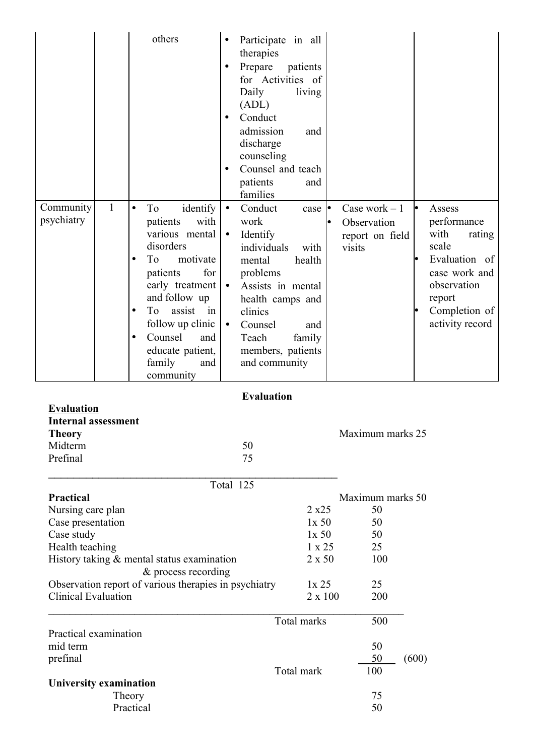| | | | | | |
|---|---|---|---|---|---|
| | | others | • Participate in all therapies<br>• Prepare patients for Activities of Daily living (ADL)<br>• Conduct admission and discharge counseling<br>• Counsel and teach patients and families | | |
| Community psychiatry | 1 | • To identify patients with various mental disorders<br>• To motivate patients for early treatment and follow up<br>• To assist in follow up clinic<br>• Counsel and educate patient, family and community | • Conduct case work<br>• Identify individuals with mental health problems<br>• Assists in mental health camps and clinics<br>• Counsel and Teach family members, patients and community | • Case work – 1<br>• Observation report on field visits | • Assess performance with rating scale<br>• Evaluation of case work and observation report<br>• Completion of activity record |

**Evaluation**

**Evaluation**

**Internal assessment**

**Theory** — Maximum marks 25

| | |
|---|---|
| Midterm | 50 |
| Prefinal | 75 |
| Total | 125 |

**Practical** — Maximum marks 50

| | | |
|---|---|---|
| Nursing care plan | 2 x25 | 50 |
| Case presentation | 1x 50 | 50 |
| Case study | 1x 50 | 50 |
| Health teaching | 1 x 25 | 25 |
| History taking & mental status examination & process recording | 2 x 50 | 100 |
| Observation report of various therapies in psychiatry | 1x 25 | 25 |
| Clinical Evaluation | 2 x 100 | 200 |
| Total marks | | 500 |

Practical examination

| | | |
|---|---|---|
| mid term | 50 | |
| prefinal | 50 | (600) |
| Total mark | 100 | |

**University examination**

| | |
|---|---|
| Theory | 75 |
| Practical | 50 |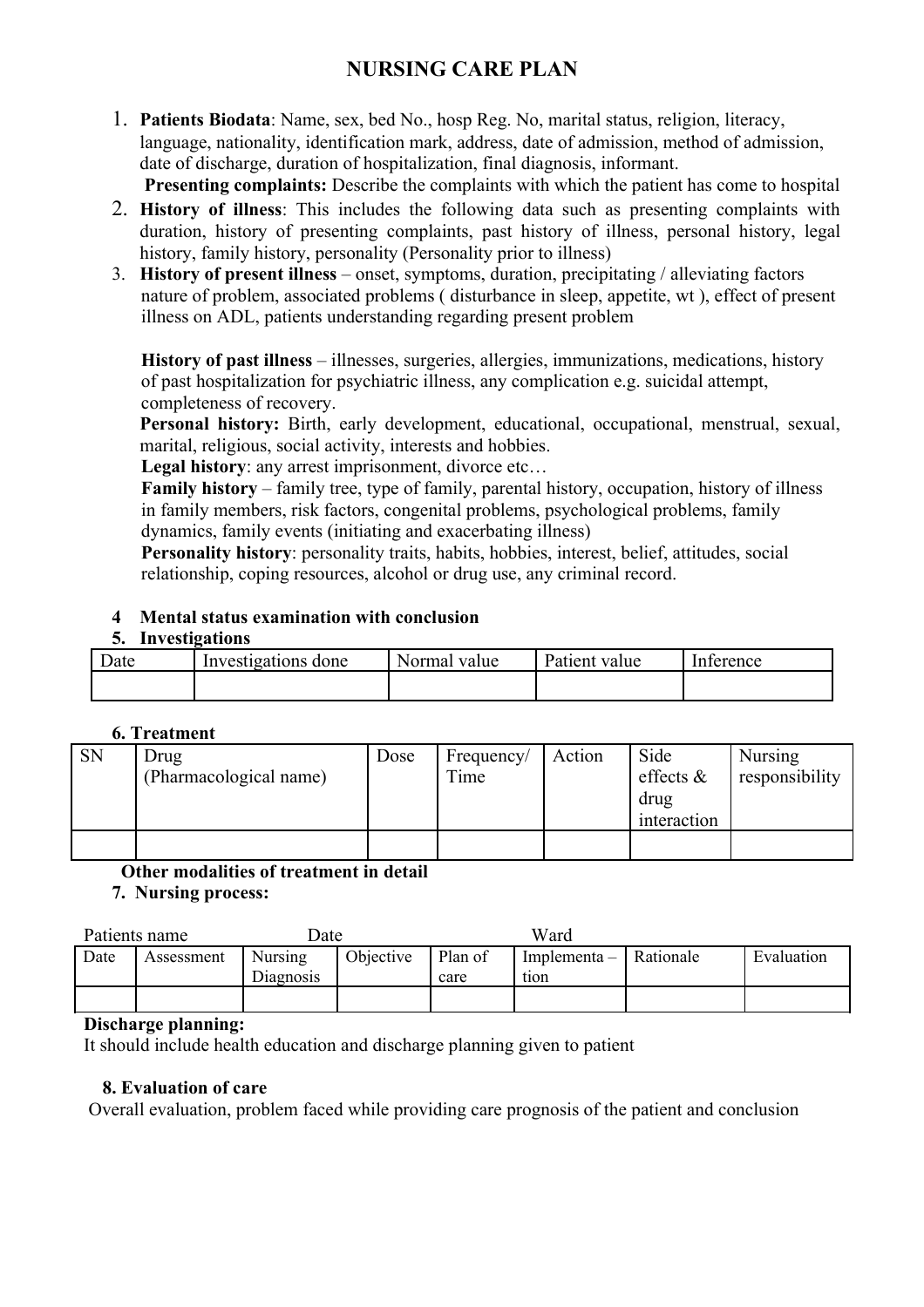# NURSING CARE PLAN

1. **Patients Biodata**: Name, sex, bed No., hosp Reg. No, marital status, religion, literacy, language, nationality, identification mark, address, date of admission, method of admission, date of discharge, duration of hospitalization, final diagnosis, informant.

   **Presenting complaints:** Describe the complaints with which the patient has come to hospital

2. **History of illness**: This includes the following data such as presenting complaints with duration, history of presenting complaints, past history of illness, personal history, legal history, family history, personality (Personality prior to illness)

3. **History of present illness** – onset, symptoms, duration, precipitating / alleviating factors nature of problem, associated problems ( disturbance in sleep, appetite, wt ), effect of present illness on ADL, patients understanding regarding present problem

   **History of past illness** – illnesses, surgeries, allergies, immunizations, medications, history of past hospitalization for psychiatric illness, any complication e.g. suicidal attempt, completeness of recovery.

   **Personal history:** Birth, early development, educational, occupational, menstrual, sexual, marital, religious, social activity, interests and hobbies.

   **Legal history**: any arrest imprisonment, divorce etc…

   **Family history** – family tree, type of family, parental history, occupation, history of illness in family members, risk factors, congenital problems, psychological problems, family dynamics, family events (initiating and exacerbating illness)

   **Personality history**: personality traits, habits, hobbies, interest, belief, attitudes, social relationship, coping resources, alcohol or drug use, any criminal record.

**4 Mental status examination with conclusion**

**5. Investigations**

| Date | Investigations done | Normal value | Patient value | Inference |
|---|---|---|---|---|
| | | | | |

**6. Treatment**

| SN | Drug (Pharmacological name) | Dose | Frequency/ Time | Action | Side effects & drug interaction | Nursing responsibility |
|---|---|---|---|---|---|---|
| | | | | | | |

**Other modalities of treatment in detail**

**7. Nursing process:**

Patients name Date Ward

| Date | Assessment | Nursing Diagnosis | Objective | Plan of care | Implementa – tion | Rationale | Evaluation |
|---|---|---|---|---|---|---|---|
| | | | | | | | |

**Discharge planning:**

It should include health education and discharge planning given to patient

**8. Evaluation of care**

Overall evaluation, problem faced while providing care prognosis of the patient and conclusion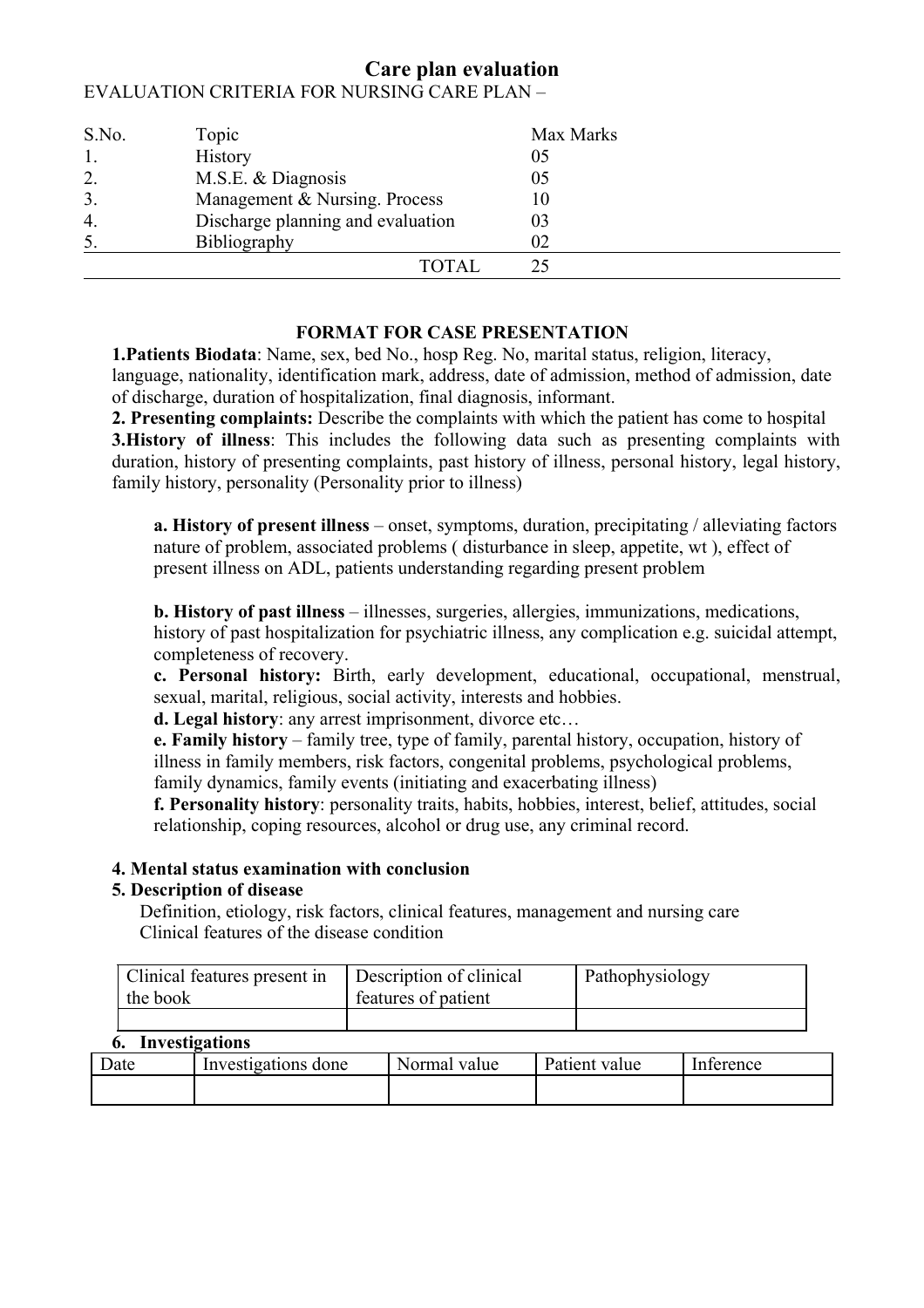# Care plan evaluation

EVALUATION CRITERIA FOR NURSING CARE PLAN –

| S.No. | Topic | Max Marks |
|---|---|---|
| 1. | History | 05 |
| 2. | M.S.E. & Diagnosis | 05 |
| 3. | Management & Nursing. Process | 10 |
| 4. | Discharge planning and evaluation | 03 |
| 5. | Bibliography | 02 |
| | TOTAL | 25 |

## FORMAT FOR CASE PRESENTATION

**1.Patients Biodata**: Name, sex, bed No., hosp Reg. No, marital status, religion, literacy, language, nationality, identification mark, address, date of admission, method of admission, date of discharge, duration of hospitalization, final diagnosis, informant.

**2. Presenting complaints:** Describe the complaints with which the patient has come to hospital

**3.History of illness**: This includes the following data such as presenting complaints with duration, history of presenting complaints, past history of illness, personal history, legal history, family history, personality (Personality prior to illness)

**a. History of present illness** – onset, symptoms, duration, precipitating / alleviating factors nature of problem, associated problems ( disturbance in sleep, appetite, wt ), effect of present illness on ADL, patients understanding regarding present problem

**b. History of past illness** – illnesses, surgeries, allergies, immunizations, medications, history of past hospitalization for psychiatric illness, any complication e.g. suicidal attempt, completeness of recovery.

**c. Personal history:** Birth, early development, educational, occupational, menstrual, sexual, marital, religious, social activity, interests and hobbies.

**d. Legal history**: any arrest imprisonment, divorce etc…

**e. Family history** – family tree, type of family, parental history, occupation, history of illness in family members, risk factors, congenital problems, psychological problems, family dynamics, family events (initiating and exacerbating illness)

**f. Personality history**: personality traits, habits, hobbies, interest, belief, attitudes, social relationship, coping resources, alcohol or drug use, any criminal record.

**4. Mental status examination with conclusion**

**5. Description of disease**

Definition, etiology, risk factors, clinical features, management and nursing care
Clinical features of the disease condition

| Clinical features present in the book | Description of clinical features of patient | Pathophysiology |
|---|---|---|
| | | |

**6. Investigations**

| Date | Investigations done | Normal value | Patient value | Inference |
|---|---|---|---|---|
| | | | | |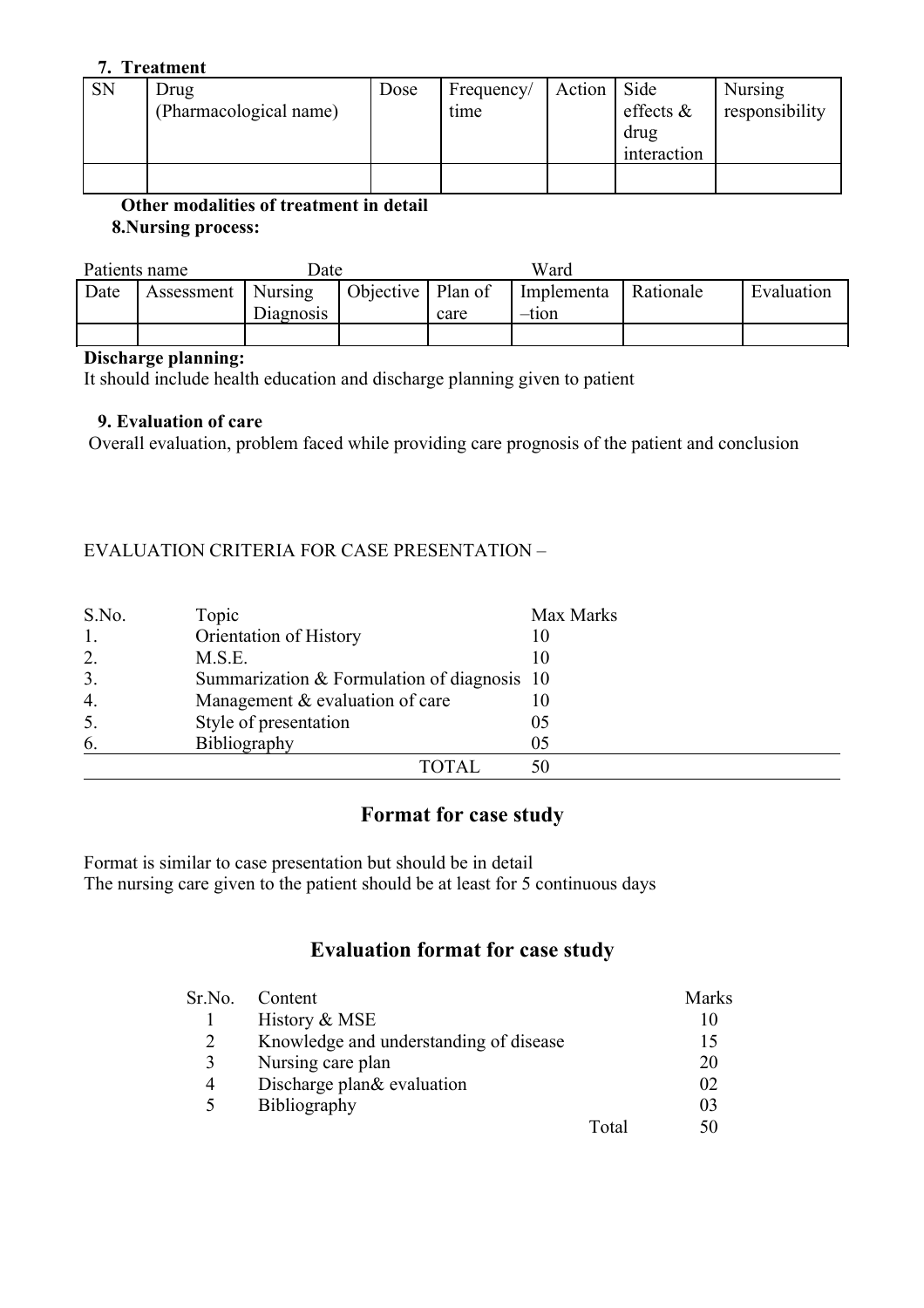**7. Treatment**

| SN | Drug (Pharmacological name) | Dose | Frequency/ time | Action | Side effects & drug interaction | Nursing responsibility |
|---|---|---|---|---|---|---|
| | | | | | | |

**Other modalities of treatment in detail**

**8.Nursing process:**

Patients name Date Ward

| Date | Assessment | Nursing Diagnosis | Objective | Plan of care | Implementa –tion | Rationale | Evaluation |
|---|---|---|---|---|---|---|---|
| | | | | | | | |

**Discharge planning:**

It should include health education and discharge planning given to patient

**9. Evaluation of care**

Overall evaluation, problem faced while providing care prognosis of the patient and conclusion

EVALUATION CRITERIA FOR CASE PRESENTATION –

| S.No. | Topic | Max Marks |
|---|---|---|
| 1. | Orientation of History | 10 |
| 2. | M.S.E. | 10 |
| 3. | Summarization & Formulation of diagnosis | 10 |
| 4. | Management & evaluation of care | 10 |
| 5. | Style of presentation | 05 |
| 6. | Bibliography | 05 |
| | TOTAL | 50 |

## Format for case study

Format is similar to case presentation but should be in detail
The nursing care given to the patient should be at least for 5 continuous days

## Evaluation format for case study

| Sr.No. | Content | Marks |
|---|---|---|
| 1 | History & MSE | 10 |
| 2 | Knowledge and understanding of disease | 15 |
| 3 | Nursing care plan | 20 |
| 4 | Discharge plan& evaluation | 02 |
| 5 | Bibliography | 03 |
| | Total | 50 |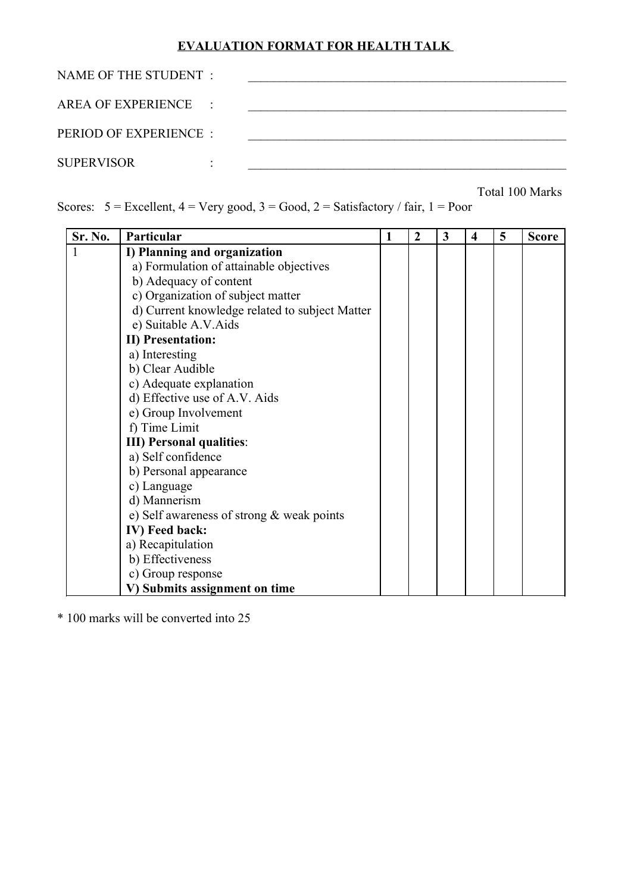# EVALUATION FORMAT FOR HEALTH TALK

NAME OF THE STUDENT : ____________________

AREA OF EXPERIENCE : ____________________

PERIOD OF EXPERIENCE : ____________________

SUPERVISOR : ____________________

Total 100 Marks

Scores: 5 = Excellent, 4 = Very good, 3 = Good, 2 = Satisfactory / fair, 1 = Poor

| Sr. No. | Particular | 1 | 2 | 3 | 4 | 5 | Score |
|---|---|---|---|---|---|---|---|
| 1 | **I) Planning and organization** | | | | | | |
| | a) Formulation of attainable objectives | | | | | | |
| | b) Adequacy of content | | | | | | |
| | c) Organization of subject matter | | | | | | |
| | d) Current knowledge related to subject Matter | | | | | | |
| | e) Suitable A.V.Aids | | | | | | |
| | **II) Presentation:** | | | | | | |
| | a) Interesting | | | | | | |
| | b) Clear Audible | | | | | | |
| | c) Adequate explanation | | | | | | |
| | d) Effective use of A.V. Aids | | | | | | |
| | e) Group Involvement | | | | | | |
| | f) Time Limit | | | | | | |
| | **III) Personal qualities**: | | | | | | |
| | a) Self confidence | | | | | | |
| | b) Personal appearance | | | | | | |
| | c) Language | | | | | | |
| | d) Mannerism | | | | | | |
| | e) Self awareness of strong & weak points | | | | | | |
| | **IV) Feed back:** | | | | | | |
| | a) Recapitulation | | | | | | |
| | b) Effectiveness | | | | | | |
| | c) Group response | | | | | | |
| | **V) Submits assignment on time** | | | | | | |

* 100 marks will be converted into 25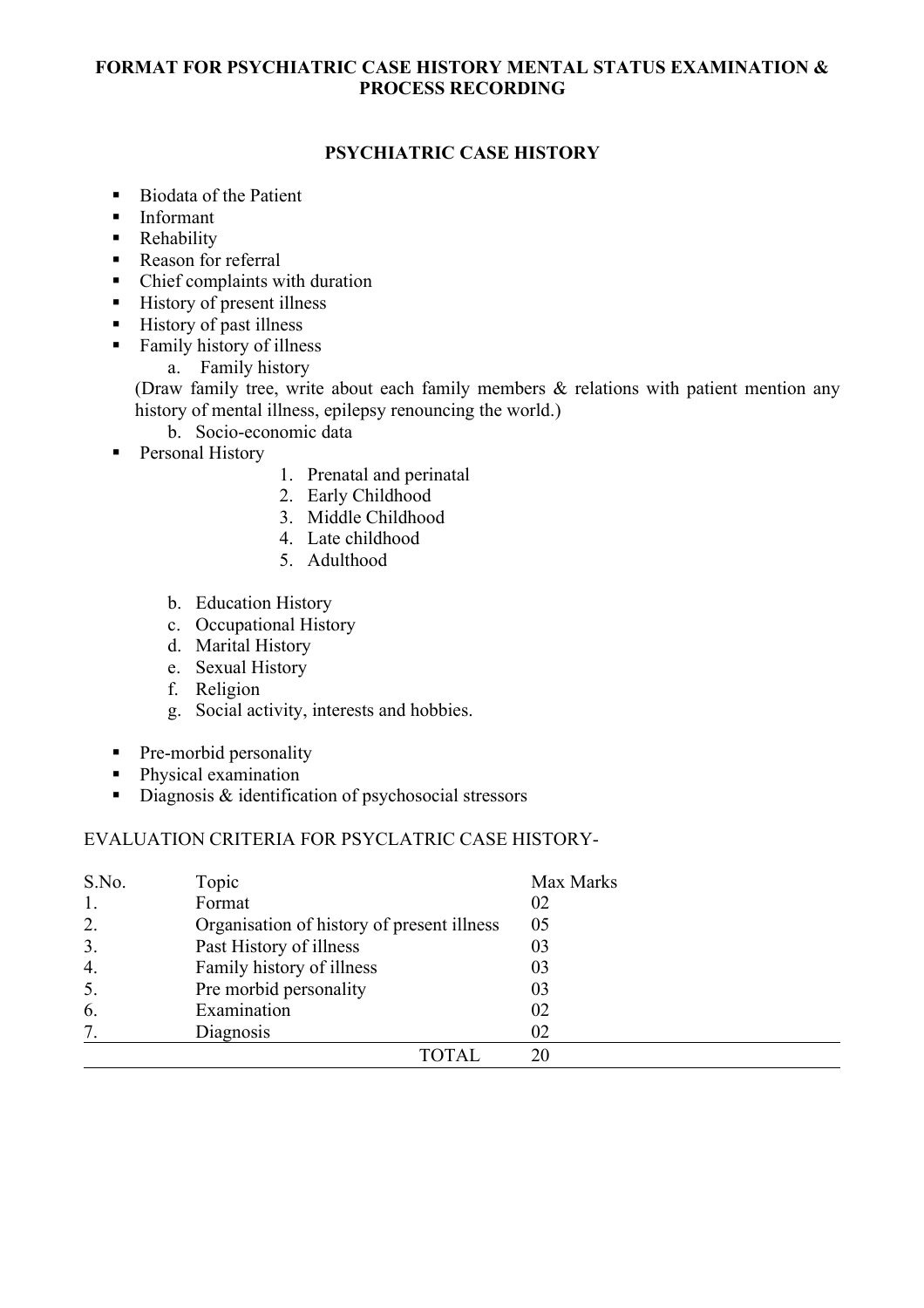# FORMAT FOR PSYCHIATRIC CASE HISTORY MENTAL STATUS EXAMINATION & PROCESS RECORDING

## PSYCHIATRIC CASE HISTORY

- Biodata of the Patient
- Informant
- Rehability
- Reason for referral
- Chief complaints with duration
- History of present illness
- History of past illness
- Family history of illness
    a. Family history
    (Draw family tree, write about each family members & relations with patient mention any history of mental illness, epilepsy renouncing the world.)
    b. Socio-economic data
- Personal History
    1. Prenatal and perinatal
    2. Early Childhood
    3. Middle Childhood
    4. Late childhood
    5. Adulthood

    b. Education History
    c. Occupational History
    d. Marital History
    e. Sexual History
    f. Religion
    g. Social activity, interests and hobbies.

- Pre-morbid personality
- Physical examination
- Diagnosis & identification of psychosocial stressors

EVALUATION CRITERIA FOR PSYCLATRIC CASE HISTORY-

| S.No. | Topic | Max Marks |
|---|---|---|
| 1. | Format | 02 |
| 2. | Organisation of history of present illness | 05 |
| 3. | Past History of illness | 03 |
| 4. | Family history of illness | 03 |
| 5. | Pre morbid personality | 03 |
| 6. | Examination | 02 |
| 7. | Diagnosis | 02 |
| | TOTAL | 20 |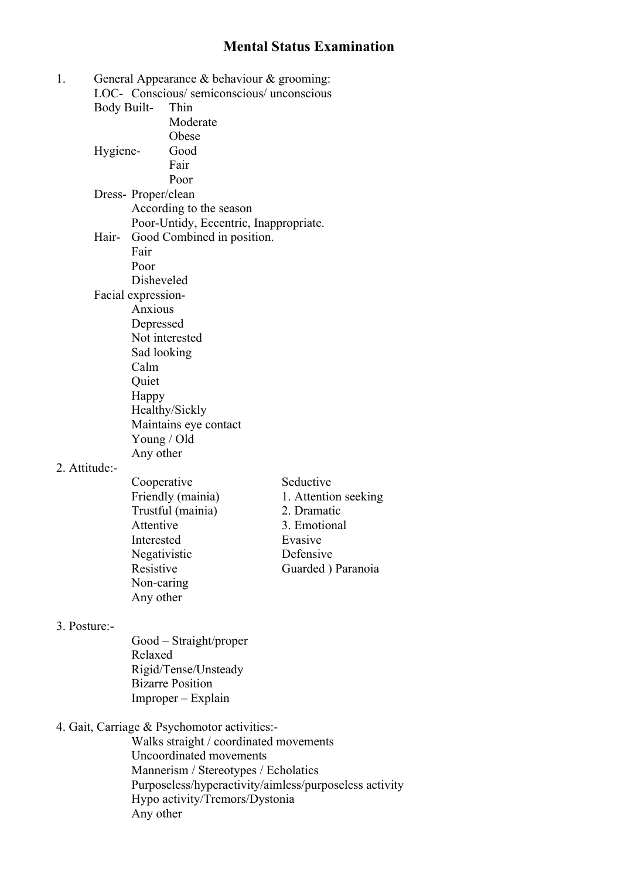# Mental Status Examination

1. General Appearance & behaviour & grooming:
   - LOC- Conscious/ semiconscious/ unconscious
   - Body Built-
     - Thin
     - Moderate
     - Obese
   - Hygiene-
     - Good
     - Fair
     - Poor
   - Dress-
     - Proper/clean
     - According to the season
     - Poor-Untidy, Eccentric, Inappropriate.
   - Hair-
     - Good Combined in position.
     - Fair
     - Poor
     - Disheveled
   - Facial expression-
     - Anxious
     - Depressed
     - Not interested
     - Sad looking
     - Calm
     - Quiet
     - Happy
     - Healthy/Sickly
     - Maintains eye contact
     - Young / Old
     - Any other

2. Attitude:-
   - Cooperative
   - Friendly (mainia)
   - Trustful (mainia)
   - Attentive
   - Interested
   - Negativistic
   - Resistive
   - Non-caring
   - Any other
   - Seductive
     1. Attention seeking
     2. Dramatic
     3. Emotional
   - Evasive
   - Defensive
   - Guarded ) Paranoia

3. Posture:-
   - Good – Straight/proper
   - Relaxed
   - Rigid/Tense/Unsteady
   - Bizarre Position
   - Improper – Explain

4. Gait, Carriage & Psychomotor activities:-
   - Walks straight / coordinated movements
   - Uncoordinated movements
   - Mannerism / Stereotypes / Echolatics
   - Purposeless/hyperactivity/aimless/purposeless activity
   - Hypo activity/Tremors/Dystonia
   - Any other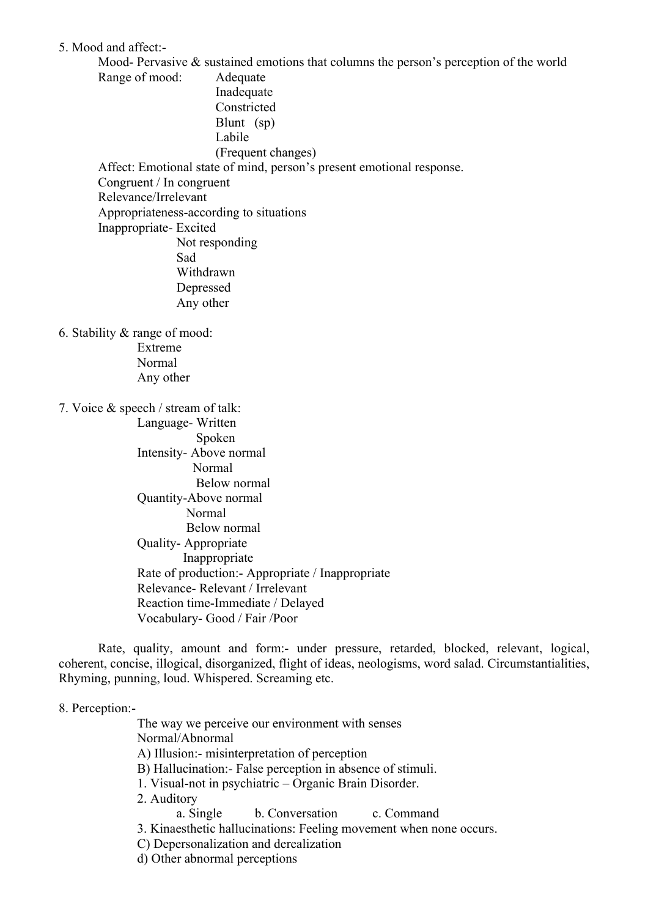5. Mood and affect:-

Mood- Pervasive & sustained emotions that columns the person's perception of the world

Range of mood:
- Adequate
- Inadequate
- Constricted
- Blunt (sp)
- Labile
- (Frequent changes)

Affect: Emotional state of mind, person's present emotional response.

Congruent / In congruent

Relevance/Irrelevant

Appropriateness-according to situations

Inappropriate-
- Excited
- Not responding
- Sad
- Withdrawn
- Depressed
- Any other

6. Stability & range of mood:
- Extreme
- Normal
- Any other

7. Voice & speech / stream of talk:
- Language- Written
  - Spoken
- Intensity- Above normal
  - Normal
  - Below normal
- Quantity-Above normal
  - Normal
  - Below normal
- Quality- Appropriate
  - Inappropriate
- Rate of production:- Appropriate / Inappropriate
- Relevance- Relevant / Irrelevant
- Reaction time-Immediate / Delayed
- Vocabulary- Good / Fair /Poor

Rate, quality, amount and form:- under pressure, retarded, blocked, relevant, logical, coherent, concise, illogical, disorganized, flight of ideas, neologisms, word salad. Circumstantialities, Rhyming, punning, loud. Whispered. Screaming etc.

8. Perception:-

The way we perceive our environment with senses

Normal/Abnormal

A) Illusion:- misinterpretation of perception

B) Hallucination:- False perception in absence of stimuli.

1. Visual-not in psychiatric – Organic Brain Disorder.
2. Auditory
   - a. Single
   - b. Conversation
   - c. Command
3. Kinaesthetic hallucinations: Feeling movement when none occurs.

C) Depersonalization and derealization

d) Other abnormal perceptions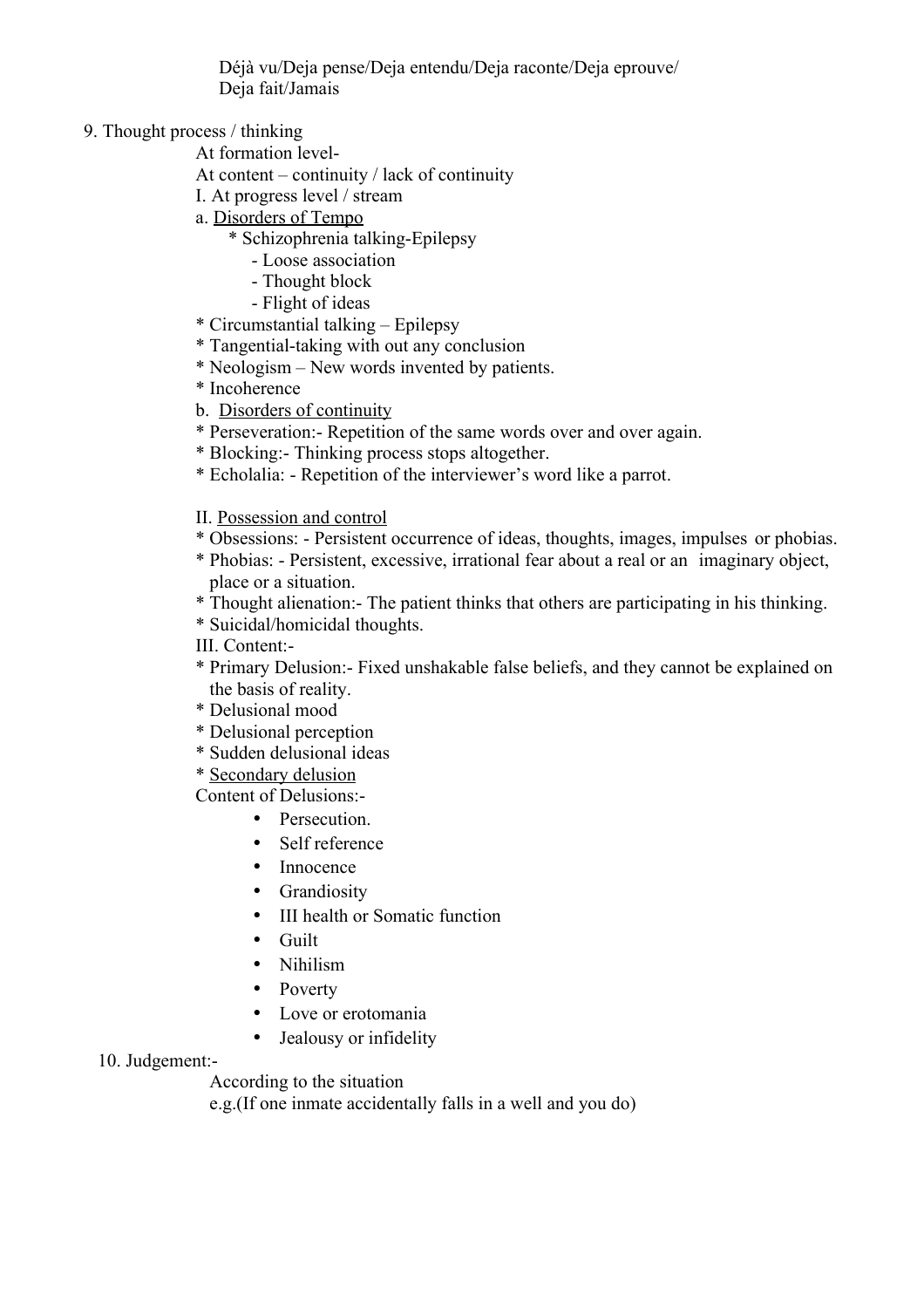Déjà vu/Deja pense/Deja entendu/Deja raconte/Deja eprouve/
Deja fait/Jamais

9. Thought process / thinking

At formation level-

At content – continuity / lack of continuity

I. At progress level / stream

a. <u>Disorders of Tempo</u>

* Schizophrenia talking-Epilepsy
  - Loose association
  - Thought block
  - Flight of ideas

* Circumstantial talking – Epilepsy
* Tangential-taking with out any conclusion
* Neologism – New words invented by patients.
* Incoherence

b. <u>Disorders of continuity</u>

* Perseveration:- Repetition of the same words over and over again.
* Blocking:- Thinking process stops altogether.
* Echolalia: - Repetition of the interviewer's word like a parrot.

II. <u>Possession and control</u>

* Obsessions: - Persistent occurrence of ideas, thoughts, images, impulses or phobias.
* Phobias: - Persistent, excessive, irrational fear about a real or an imaginary object, place or a situation.
* Thought alienation:- The patient thinks that others are participating in his thinking.
* Suicidal/homicidal thoughts.

III. Content:-

* Primary Delusion:- Fixed unshakable false beliefs, and they cannot be explained on the basis of reality.
* Delusional mood
* Delusional perception
* Sudden delusional ideas
* <u>Secondary delusion</u>

Content of Delusions:-

- Persecution.
- Self reference
- Innocence
- Grandiosity
- III health or Somatic function
- Guilt
- Nihilism
- Poverty
- Love or erotomania
- Jealousy or infidelity

10. Judgement:-

According to the situation

e.g.(If one inmate accidentally falls in a well and you do)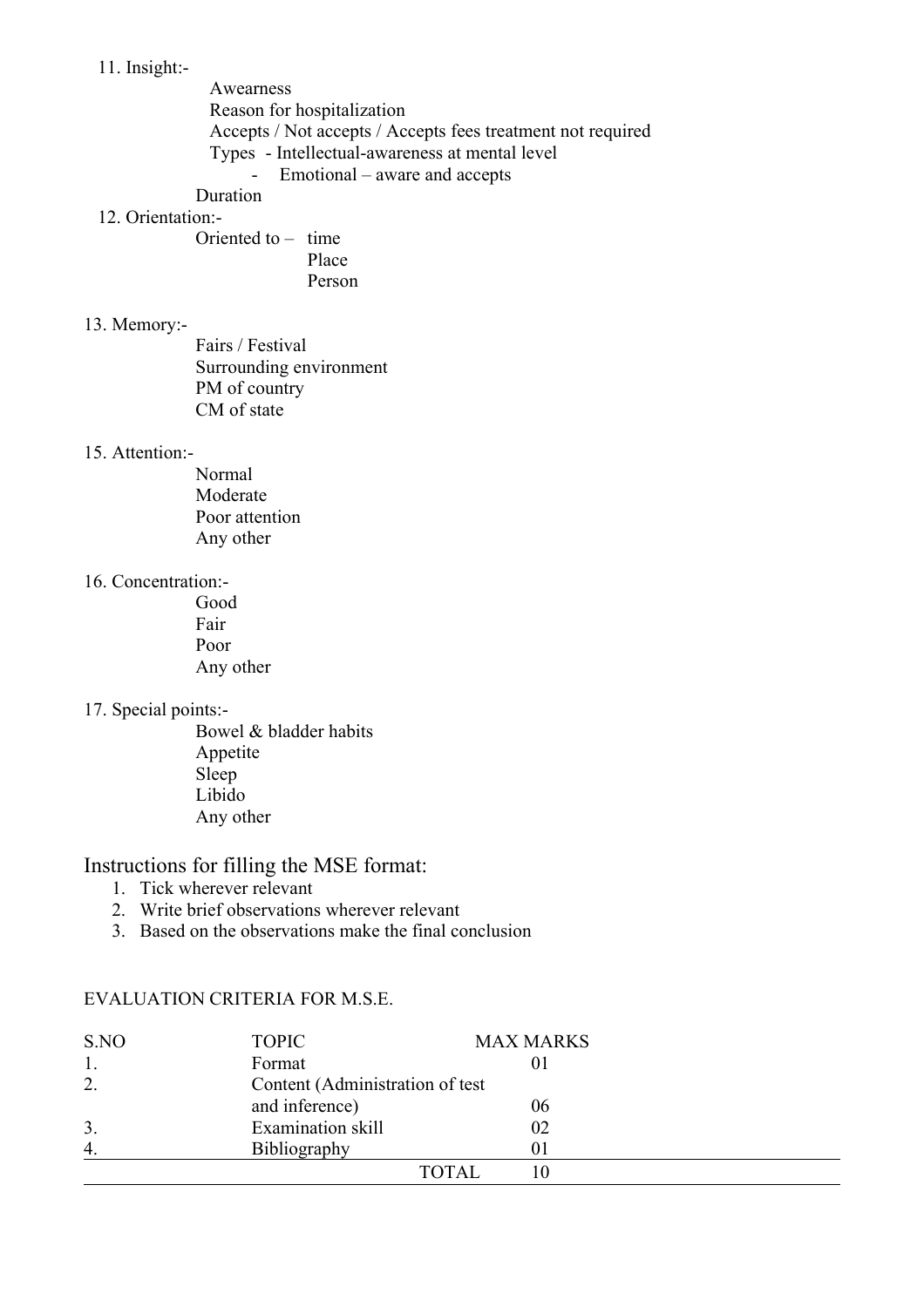11. Insight:-

    Awearness

    Reason for hospitalization

    Accepts / Not accepts / Accepts fees treatment not required

    Types - Intellectual-awareness at mental level

    - Emotional – aware and accepts

    Duration

12. Orientation:-

    Oriented to – time

    Place

    Person

13. Memory:-

    Fairs / Festival

    Surrounding environment

    PM of country

    CM of state

15. Attention:-

    Normal

    Moderate

    Poor attention

    Any other

16. Concentration:-

    Good

    Fair

    Poor

    Any other

17. Special points:-

    Bowel & bladder habits

    Appetite

    Sleep

    Libido

    Any other

## Instructions for filling the MSE format:

1. Tick wherever relevant
2. Write brief observations wherever relevant
3. Based on the observations make the final conclusion

EVALUATION CRITERIA FOR M.S.E.

| S.NO | TOPIC | MAX MARKS |
|---|---|---|
| 1. | Format | 01 |
| 2. | Content (Administration of test and inference) | 06 |
| 3. | Examination skill | 02 |
| 4. | Bibliography | 01 |
| | TOTAL | 10 |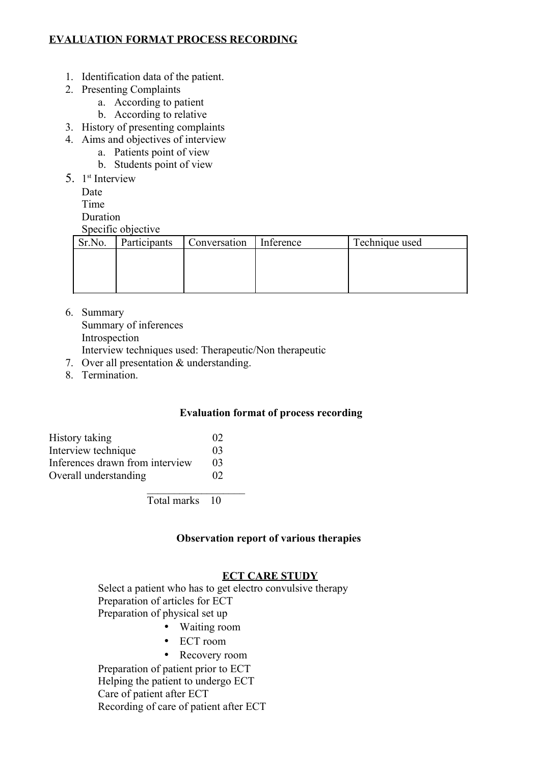## EVALUATION FORMAT PROCESS RECORDING

1. Identification data of the patient.
2. Presenting Complaints
   a. According to patient
   b. According to relative
3. History of presenting complaints
4. Aims and objectives of interview
   a. Patients point of view
   b. Students point of view
5. 1st Interview
   Date
   Time
   Duration
   Specific objective

| Sr.No. | Participants | Conversation | Inference | Technique used |
|---|---|---|---|---|
| | | | | |

6. Summary
   Summary of inferences
   Introspection
   Interview techniques used: Therapeutic/Non therapeutic
7. Over all presentation & understanding.
8. Termination.

### Evaluation format of process recording

| | |
|---|---|
| History taking | 02 |
| Interview technique | 03 |
| Inferences drawn from interview | 03 |
| Overall understanding | 02 |
| Total marks | 10 |

### Observation report of various therapies

### ECT CARE STUDY

Select a patient who has to get electro convulsive therapy
Preparation of articles for ECT
Preparation of physical set up

- Waiting room
- ECT room
- Recovery room

Preparation of patient prior to ECT
Helping the patient to undergo ECT
Care of patient after ECT
Recording of care of patient after ECT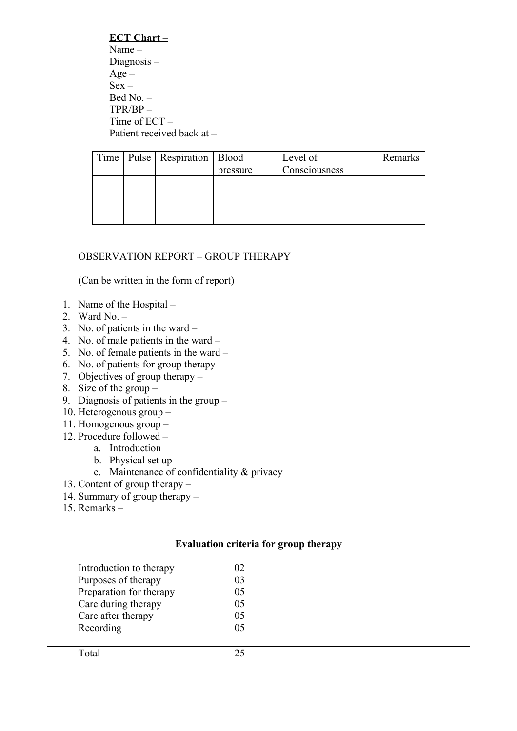**<u>ECT Chart –</u>**

Name –
Diagnosis –
Age –
Sex –
Bed No. –
TPR/BP –
Time of ECT –
Patient received back at –

| Time | Pulse | Respiration | Blood pressure | Level of Consciousness | Remarks |
|---|---|---|---|---|---|
| | | | | | |

<u>OBSERVATION REPORT – GROUP THERAPY</u>

(Can be written in the form of report)

1. Name of the Hospital –
2. Ward No. –
3. No. of patients in the ward –
4. No. of male patients in the ward –
5. No. of female patients in the ward –
6. No. of patients for group therapy
7. Objectives of group therapy –
8. Size of the group –
9. Diagnosis of patients in the group –
10. Heterogenous group –
11. Homogenous group –
12. Procedure followed –
    a. Introduction
    b. Physical set up
    c. Maintenance of confidentiality & privacy
13. Content of group therapy –
14. Summary of group therapy –
15. Remarks –

**Evaluation criteria for group therapy**

| | |
|---|---|
| Introduction to therapy | 02 |
| Purposes of therapy | 03 |
| Preparation for therapy | 05 |
| Care during therapy | 05 |
| Care after therapy | 05 |
| Recording | 05 |
| Total | 25 |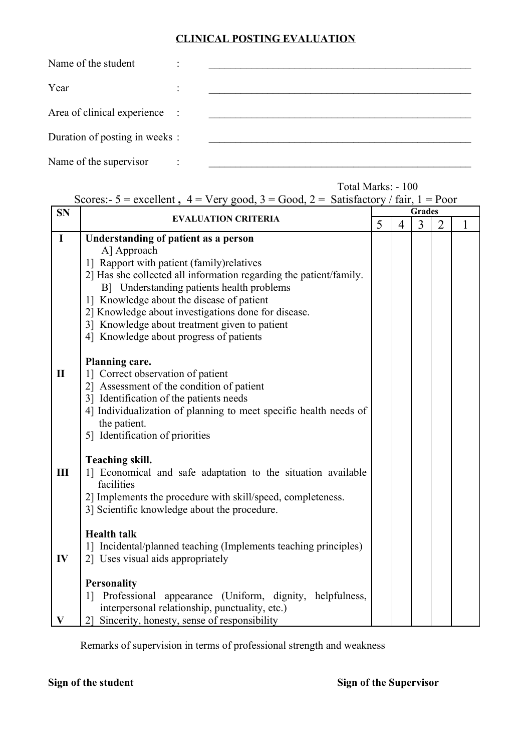## CLINICAL POSTING EVALUATION

Name of the student : ____________________

Year : ____________________

Area of clinical experience : ____________________

Duration of posting in weeks : ____________________

Name of the supervisor : ____________________

Total Marks: - 100

Scores:- 5 = excellent , 4 = Very good, 3 = Good, 2 = Satisfactory / fair, 1 = Poor

| SN | EVALUATION CRITERIA | Grades | | | | |
|---|---|---|---|---|---|---|
| | | 5 | 4 | 3 | 2 | 1 |
| I | **Understanding of patient as a person**<br>A] Approach<br>1] Rapport with patient (family)relatives<br>2] Has she collected all information regarding the patient/family.<br>B] Understanding patients health problems<br>1] Knowledge about the disease of patient<br>2] Knowledge about investigations done for disease.<br>3] Knowledge about treatment given to patient<br>4] Knowledge about progress of patients | | | | | |
| II | **Planning care.**<br>1] Correct observation of patient<br>2] Assessment of the condition of patient<br>3] Identification of the patients needs<br>4] Individualization of planning to meet specific health needs of the patient.<br>5] Identification of priorities | | | | | |
| III | **Teaching skill.**<br>1] Economical and safe adaptation to the situation available facilities<br>2] Implements the procedure with skill/speed, completeness.<br>3] Scientific knowledge about the procedure. | | | | | |
| IV | **Health talk**<br>1] Incidental/planned teaching (Implements teaching principles)<br>2] Uses visual aids appropriately | | | | | |
| V | **Personality**<br>1] Professional appearance (Uniform, dignity, helpfulness, interpersonal relationship, punctuality, etc.)<br>2] Sincerity, honesty, sense of responsibility | | | | | |

Remarks of supervision in terms of professional strength and weakness

**Sign of the student** **Sign of the Supervisor**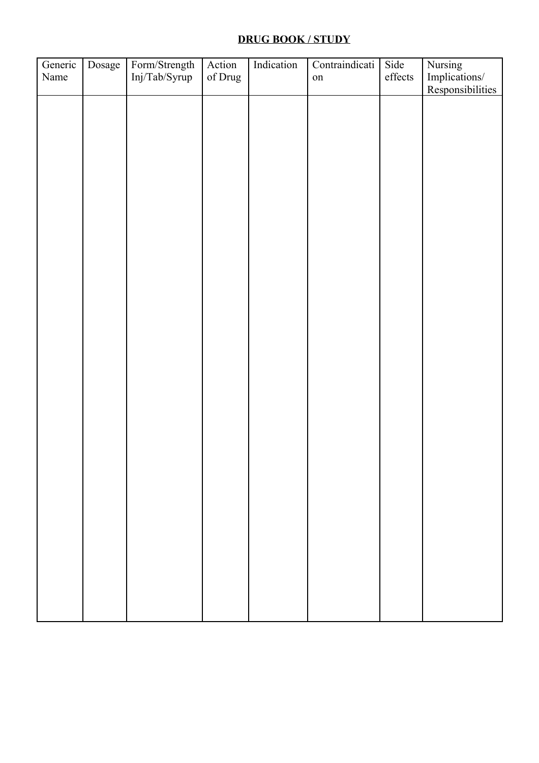**DRUG BOOK / STUDY**

| Generic Name | Dosage | Form/Strength Inj/Tab/Syrup | Action of Drug | Indication | Contraindication | Side effects | Nursing Implications/ Responsibilities |
|---|---|---|---|---|---|---|---|
| | | | | | | | |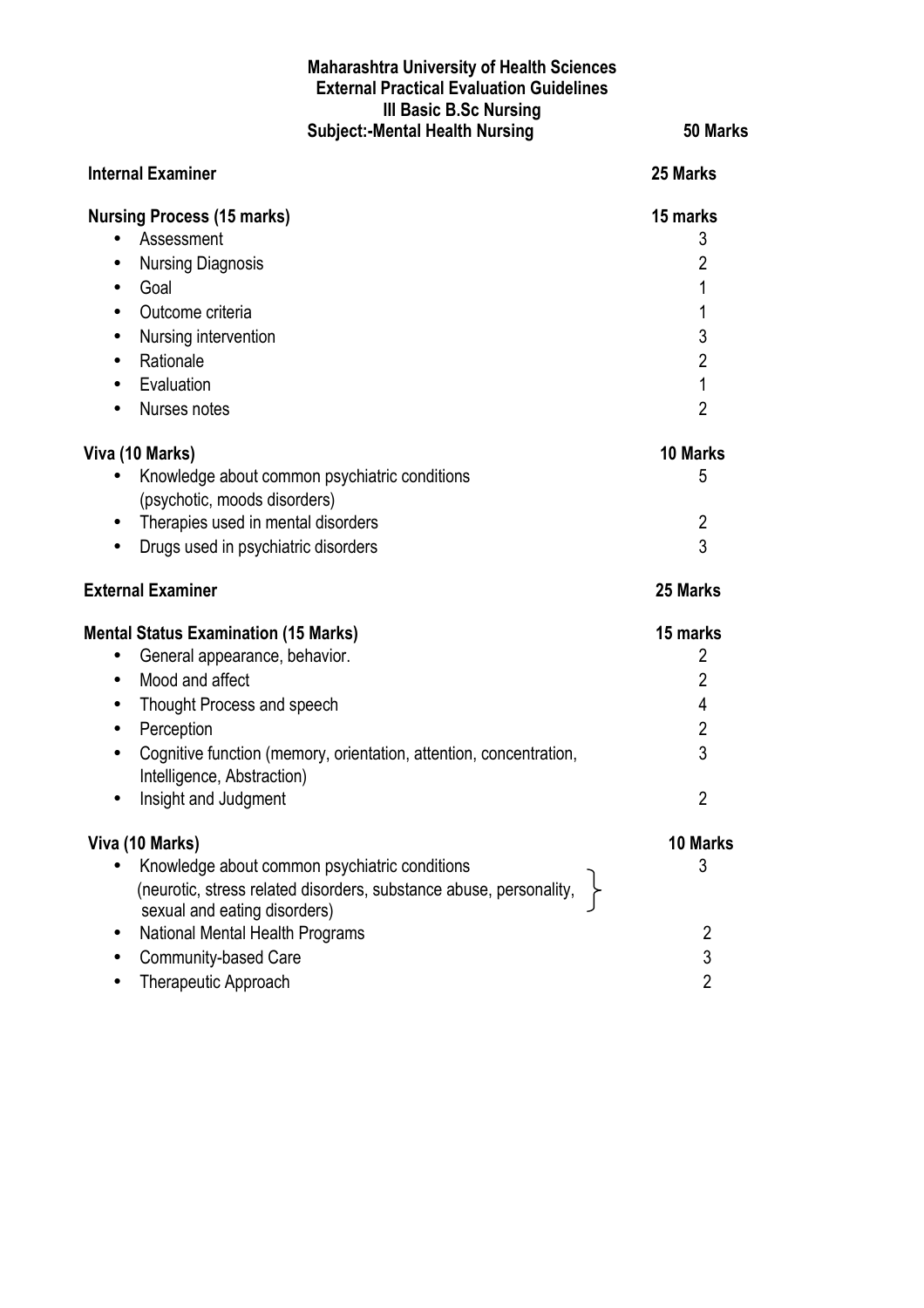**Maharashtra University of Health Sciences**
**External Practical Evaluation Guidelines**
**III Basic B.Sc Nursing**
**Subject:-Mental Health Nursing** **50 Marks**

| | |
|---|---|
| **Internal Examiner** | **25 Marks** |
| **Nursing Process (15 marks)** | **15 marks** |
| • Assessment | 3 |
| • Nursing Diagnosis | 2 |
| • Goal | 1 |
| • Outcome criteria | 1 |
| • Nursing intervention | 3 |
| • Rationale | 2 |
| • Evaluation | 1 |
| • Nurses notes | 2 |
| **Viva (10 Marks)** | **10 Marks** |
| • Knowledge about common psychiatric conditions (psychotic, moods disorders) | 5 |
| • Therapies used in mental disorders | 2 |
| • Drugs used in psychiatric disorders | 3 |
| **External Examiner** | **25 Marks** |
| **Mental Status Examination (15 Marks)** | **15 marks** |
| • General appearance, behavior. | 2 |
| • Mood and affect | 2 |
| • Thought Process and speech | 4 |
| • Perception | 2 |
| • Cognitive function (memory, orientation, attention, concentration, Intelligence, Abstraction) | 3 |
| • Insight and Judgment | 2 |
| **Viva (10 Marks)** | **10 Marks** |
| • Knowledge about common psychiatric conditions (neurotic, stress related disorders, substance abuse, personality, sexual and eating disorders) | 3 |
| • National Mental Health Programs | 2 |
| • Community-based Care | 3 |
| • Therapeutic Approach | 2 |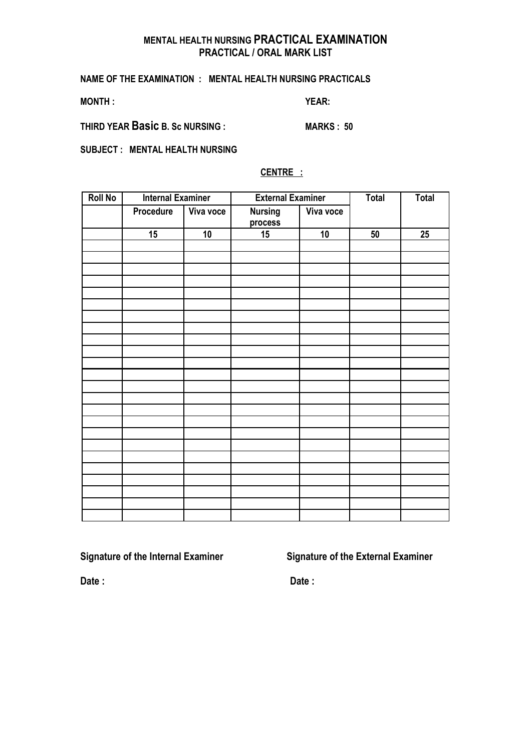# MENTAL HEALTH NURSING PRACTICAL EXAMINATION
## PRACTICAL / ORAL MARK LIST

**NAME OF THE EXAMINATION : MENTAL HEALTH NURSING PRACTICALS**

**MONTH :** **YEAR:**

**THIRD YEAR Basic B. Sc NURSING :** **MARKS : 50**

**SUBJECT : MENTAL HEALTH NURSING**

**CENTRE :**

| Roll No | Internal Examiner | | External Examiner | | Total | Total |
|---|---|---|---|---|---|---|
| | Procedure | Viva voce | Nursing process | Viva voce | | |
| | 15 | 10 | 15 | 10 | 50 | 25 |
| | | | | | | |
| | | | | | | |
| | | | | | | |
| | | | | | | |
| | | | | | | |
| | | | | | | |
| | | | | | | |
| | | | | | | |
| | | | | | | |
| | | | | | | |
| | | | | | | |
| | | | | | | |
| | | | | | | |
| | | | | | | |
| | | | | | | |
| | | | | | | |
| | | | | | | |
| | | | | | | |
| | | | | | | |
| | | | | | | |
| | | | | | | |
| | | | | | | |
| | | | | | | |
| | | | | | | |

**Signature of the Internal Examiner** **Signature of the External Examiner**

**Date :** **Date :**